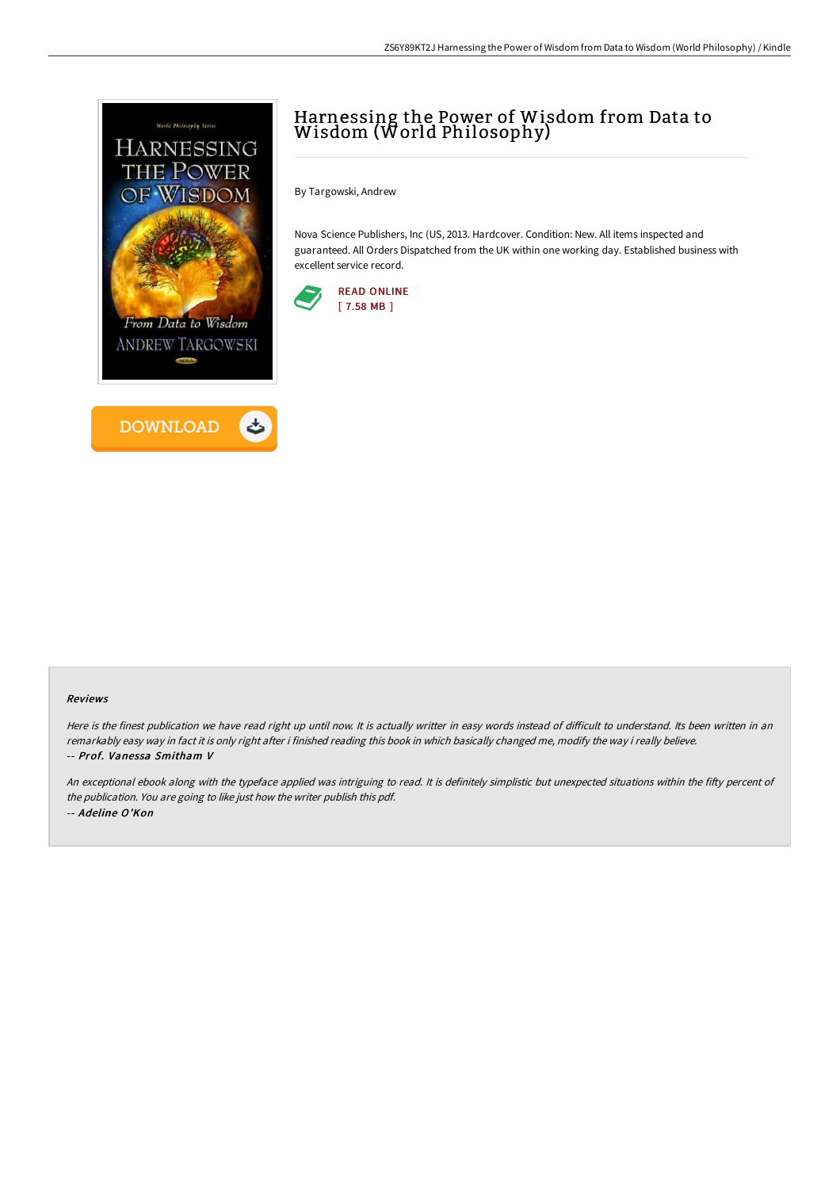# Harnessing the Power of Wisdom from Data to Wisdom (World Philosophy)

By Targowski, Andrew

Nova Science Publishers, Inc (US, 2013. Hardcover. Condition: New. All items inspected and guaranteed. All Orders Dispatched from the UK within one working day. Established business with excellent service record.

READ ONLINE
[ 7.58 MB ]

DOWNLOAD

### Reviews

*Here is the finest publication we have read right up until now. It is actually writter in easy words instead of difficult to understand. Its been written in an remarkably easy way in fact it is only right after i finished reading this book in which basically changed me, modify the way i really believe.*

*-- **Prof. Vanessa Smitham V***

*An exceptional ebook along with the typeface applied was intriguing to read. It is definitely simplistic but unexpected situations within the fifty percent of the publication. You are going to like just how the writer publish this pdf.*

*-- **Adeline O'Kon***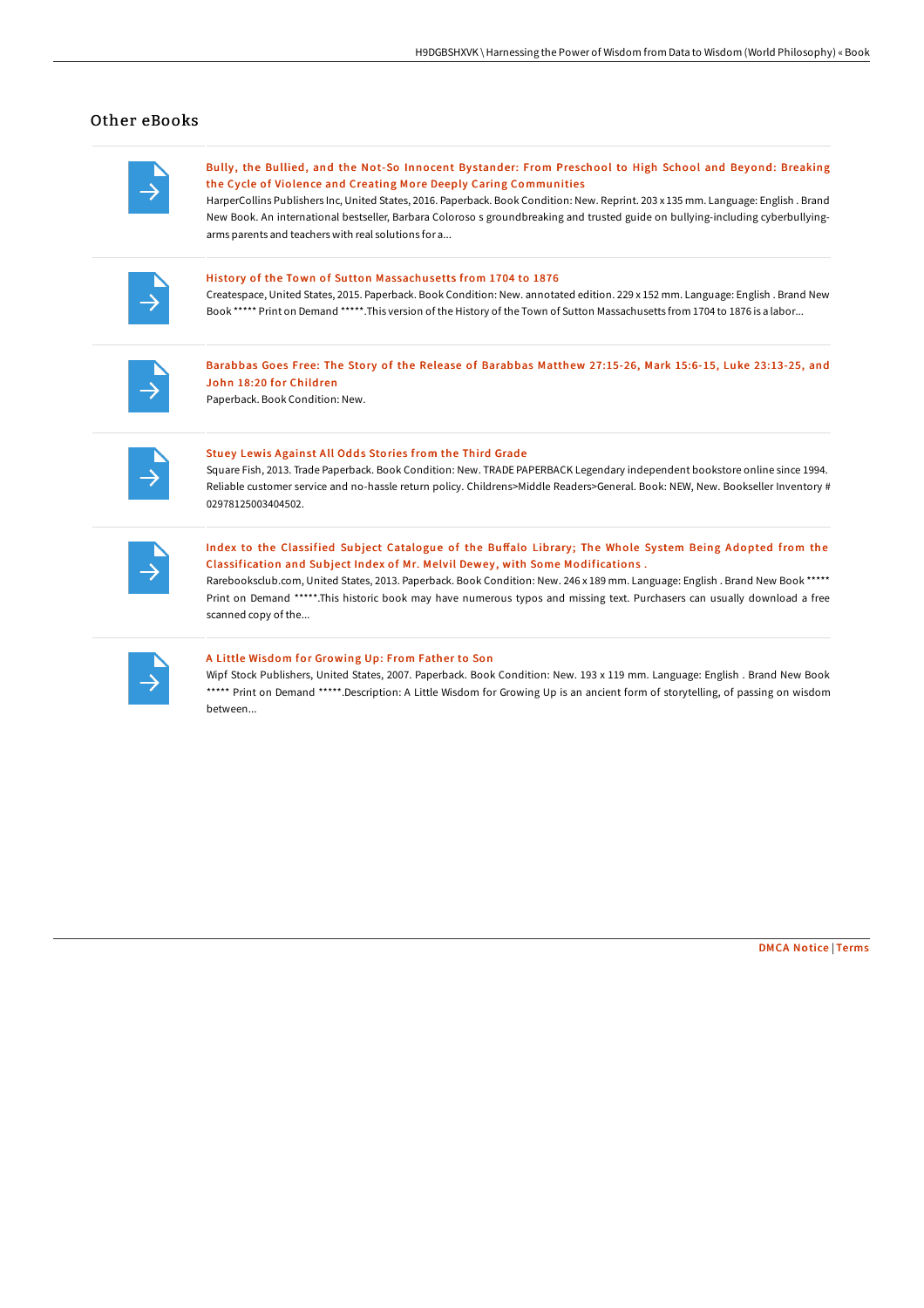## Other eBooks

**Bully, the Bullied, and the Not-So Innocent Bystander: From Preschool to High School and Beyond: Breaking the Cycle of Violence and Creating More Deeply Caring Communities**

HarperCollins Publishers Inc, United States, 2016. Paperback. Book Condition: New. Reprint. 203 x 135 mm. Language: English . Brand New Book. An international bestseller, Barbara Coloroso s groundbreaking and trusted guide on bullying-including cyberbullying-arms parents and teachers with real solutions for a...

**History of the Town of Sutton Massachusetts from 1704 to 1876**

Createspace, United States, 2015. Paperback. Book Condition: New. annotated edition. 229 x 152 mm. Language: English . Brand New Book ***** Print on Demand *****.This version of the History of the Town of Sutton Massachusetts from 1704 to 1876 is a labor...

**Barabbas Goes Free: The Story of the Release of Barabbas Matthew 27:15-26, Mark 15:6-15, Luke 23:13-25, and John 18:20 for Children**

Paperback. Book Condition: New.

**Stuey Lewis Against All Odds Stories from the Third Grade**

Square Fish, 2013. Trade Paperback. Book Condition: New. TRADE PAPERBACK Legendary independent bookstore online since 1994. Reliable customer service and no-hassle return policy. Childrens>Middle Readers>General. Book: NEW, New. Bookseller Inventory # 02978125003404502.

**Index to the Classified Subject Catalogue of the Buffalo Library; The Whole System Being Adopted from the Classification and Subject Index of Mr. Melvil Dewey, with Some Modifications .**

Rarebooksclub.com, United States, 2013. Paperback. Book Condition: New. 246 x 189 mm. Language: English . Brand New Book ***** Print on Demand *****.This historic book may have numerous typos and missing text. Purchasers can usually download a free scanned copy of the...

**A Little Wisdom for Growing Up: From Father to Son**

Wipf Stock Publishers, United States, 2007. Paperback. Book Condition: New. 193 x 119 mm. Language: English . Brand New Book ***** Print on Demand *****.Description: A Little Wisdom for Growing Up is an ancient form of storytelling, of passing on wisdom between...